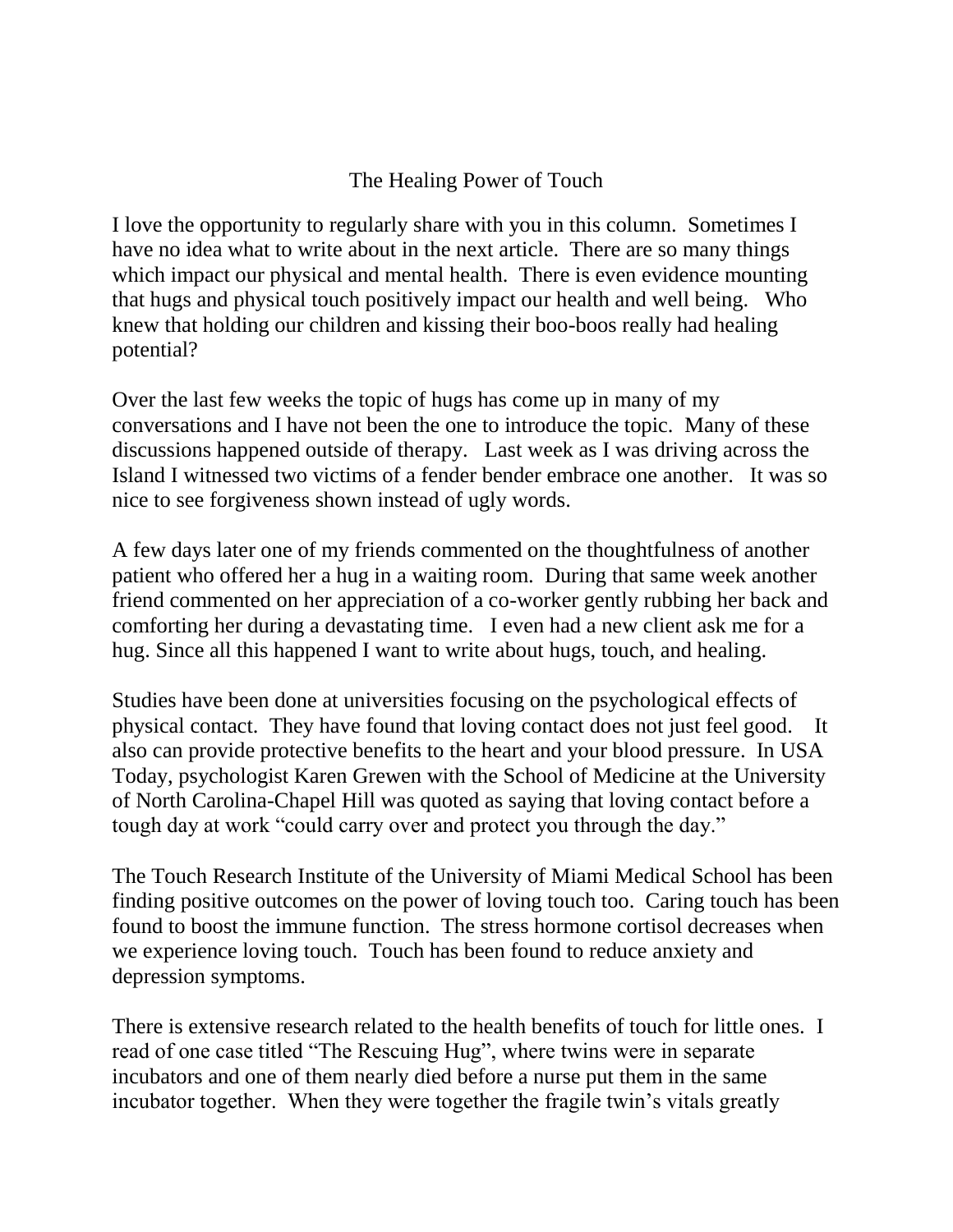# The Healing Power of Touch

I love the opportunity to regularly share with you in this column. Sometimes I have no idea what to write about in the next article. There are so many things which impact our physical and mental health. There is even evidence mounting that hugs and physical touch positively impact our health and well being. Who knew that holding our children and kissing their boo-boos really had healing potential?

Over the last few weeks the topic of hugs has come up in many of my conversations and I have not been the one to introduce the topic. Many of these discussions happened outside of therapy. Last week as I was driving across the Island I witnessed two victims of a fender bender embrace one another. It was so nice to see forgiveness shown instead of ugly words.

A few days later one of my friends commented on the thoughtfulness of another patient who offered her a hug in a waiting room. During that same week another friend commented on her appreciation of a co-worker gently rubbing her back and comforting her during a devastating time. I even had a new client ask me for a hug. Since all this happened I want to write about hugs, touch, and healing.

Studies have been done at universities focusing on the psychological effects of physical contact. They have found that loving contact does not just feel good. It also can provide protective benefits to the heart and your blood pressure. In USA Today, psychologist Karen Grewen with the School of Medicine at the University of North Carolina-Chapel Hill was quoted as saying that loving contact before a tough day at work "could carry over and protect you through the day."

The Touch Research Institute of the University of Miami Medical School has been finding positive outcomes on the power of loving touch too. Caring touch has been found to boost the immune function. The stress hormone cortisol decreases when we experience loving touch. Touch has been found to reduce anxiety and depression symptoms.

There is extensive research related to the health benefits of touch for little ones. I read of one case titled "The Rescuing Hug", where twins were in separate incubators and one of them nearly died before a nurse put them in the same incubator together. When they were together the fragile twin's vitals greatly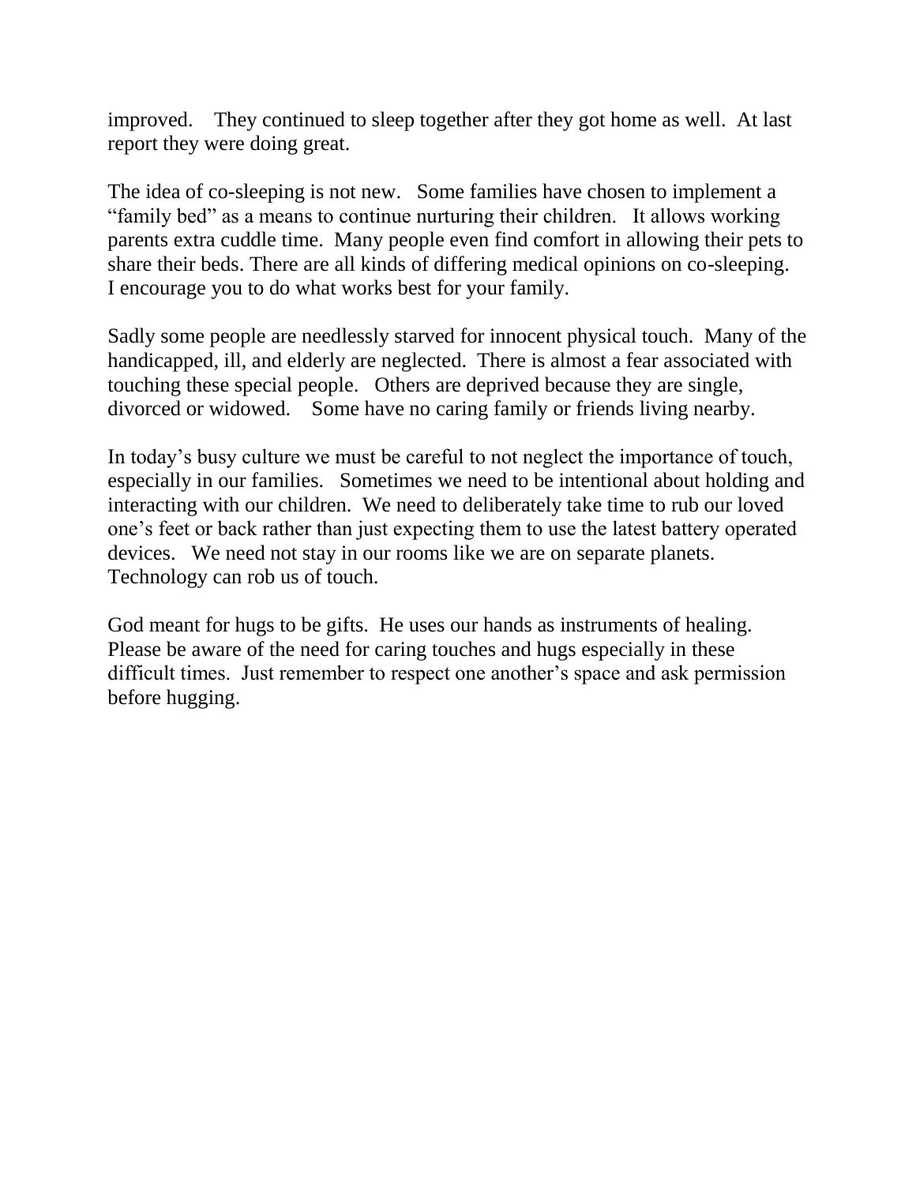improved. They continued to sleep together after they got home as well. At last report they were doing great.

The idea of co-sleeping is not new. Some families have chosen to implement a "family bed" as a means to continue nurturing their children. It allows working parents extra cuddle time. Many people even find comfort in allowing their pets to share their beds. There are all kinds of differing medical opinions on co-sleeping. I encourage you to do what works best for your family.

Sadly some people are needlessly starved for innocent physical touch. Many of the handicapped, ill, and elderly are neglected. There is almost a fear associated with touching these special people. Others are deprived because they are single, divorced or widowed. Some have no caring family or friends living nearby.

In today's busy culture we must be careful to not neglect the importance of touch, especially in our families. Sometimes we need to be intentional about holding and interacting with our children. We need to deliberately take time to rub our loved one's feet or back rather than just expecting them to use the latest battery operated devices. We need not stay in our rooms like we are on separate planets. Technology can rob us of touch.

God meant for hugs to be gifts. He uses our hands as instruments of healing. Please be aware of the need for caring touches and hugs especially in these difficult times. Just remember to respect one another's space and ask permission before hugging.